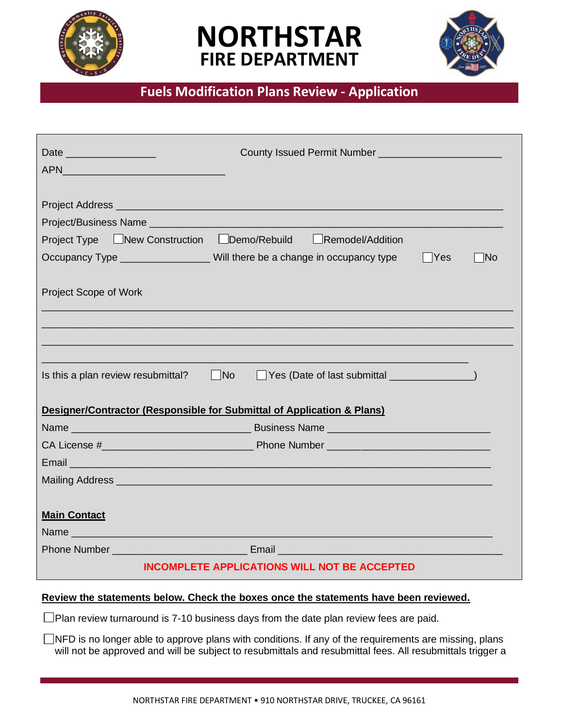# NORTHSTAR FIRE DEPARTMENT

## Fuels Modification Plans Review - Application

Date ________________ County Issued Permit Number ______________________

APN_____________________________

Project Address ___________________________________________________________________

Project/Business Name ______________________________________________________________

Project Type ☐New Construction ☐Demo/Rebuild ☐Remodel/Addition

Occupancy Type ________________ Will there be a change in occupancy type ☐Yes ☐No

Project Scope of Work

_____________________________________________________________________________

_____________________________________________________________________________

_____________________________________________________________________________

_____________________________________________________________________________

Is this a plan review resubmittal? ☐No ☐Yes (Date of last submittal _______________)

**Designer/Contractor (Responsible for Submittal of Application & Plans)**

Name ________________________________ Business Name _____________________________

CA License #___________________________ Phone Number _____________________________

Email ___________________________________________________________________________

Mailing Address ___________________________________________________________________

**Main Contact**

Name ___________________________________________________________________________

Phone Number _______________________ Email ________________________________________

**INCOMPLETE APPLICATIONS WILL NOT BE ACCEPTED**

**Review the statements below. Check the boxes once the statements have been reviewed.**

☐Plan review turnaround is 7-10 business days from the date plan review fees are paid.

☐NFD is no longer able to approve plans with conditions. If any of the requirements are missing, plans will not be approved and will be subject to resubmittals and resubmittal fees. All resubmittals trigger a

NORTHSTAR FIRE DEPARTMENT • 910 NORTHSTAR DRIVE, TRUCKEE, CA 96161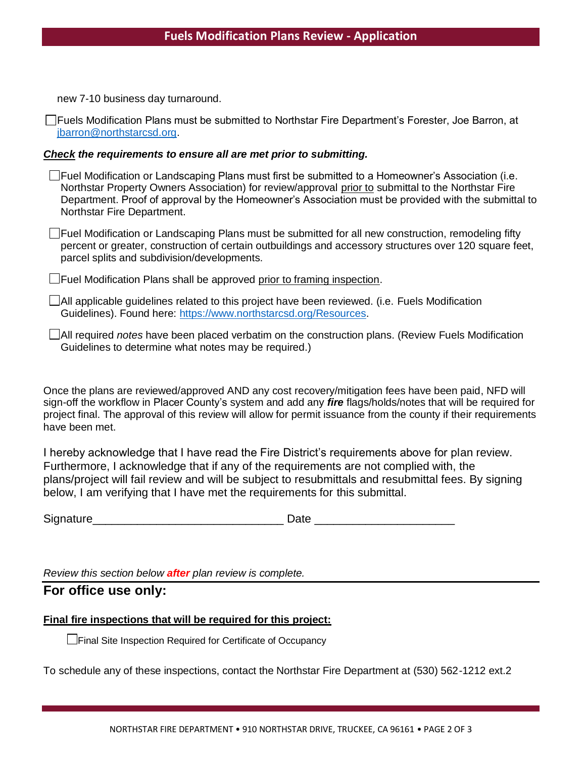new 7-10 business day turnaround.

- [ ] Fuels Modification Plans must be submitted to Northstar Fire Department's Forester, Joe Barron, at jbarron@northstarcsd.org.

***Check** the requirements to ensure all are met prior to submitting.*

- [ ] Fuel Modification or Landscaping Plans must first be submitted to a Homeowner's Association (i.e. Northstar Property Owners Association) for review/approval prior to submittal to the Northstar Fire Department. Proof of approval by the Homeowner's Association must be provided with the submittal to Northstar Fire Department.
- [ ] Fuel Modification or Landscaping Plans must be submitted for all new construction, remodeling fifty percent or greater, construction of certain outbuildings and accessory structures over 120 square feet, parcel splits and subdivision/developments.
- [ ] Fuel Modification Plans shall be approved prior to framing inspection.
- [ ] All applicable guidelines related to this project have been reviewed. (i.e. Fuels Modification Guidelines). Found here: https://www.northstarcsd.org/Resources.
- [ ] All required *notes* have been placed verbatim on the construction plans. (Review Fuels Modification Guidelines to determine what notes may be required.)

Once the plans are reviewed/approved AND any cost recovery/mitigation fees have been paid, NFD will sign-off the workflow in Placer County's system and add any ***fire*** flags/holds/notes that will be required for project final. The approval of this review will allow for permit issuance from the county if their requirements have been met.

I hereby acknowledge that I have read the Fire District's requirements above for plan review. Furthermore, I acknowledge that if any of the requirements are not complied with, the plans/project will fail review and will be subject to resubmittals and resubmittal fees. By signing below, I am verifying that I have met the requirements for this submittal.

Signature______________________________ Date ______________________

*Review this section below **after** plan review is complete.*

## For office use only:

**Final fire inspections that will be required for this project:**

- [ ] Final Site Inspection Required for Certificate of Occupancy

To schedule any of these inspections, contact the Northstar Fire Department at (530) 562-1212 ext.2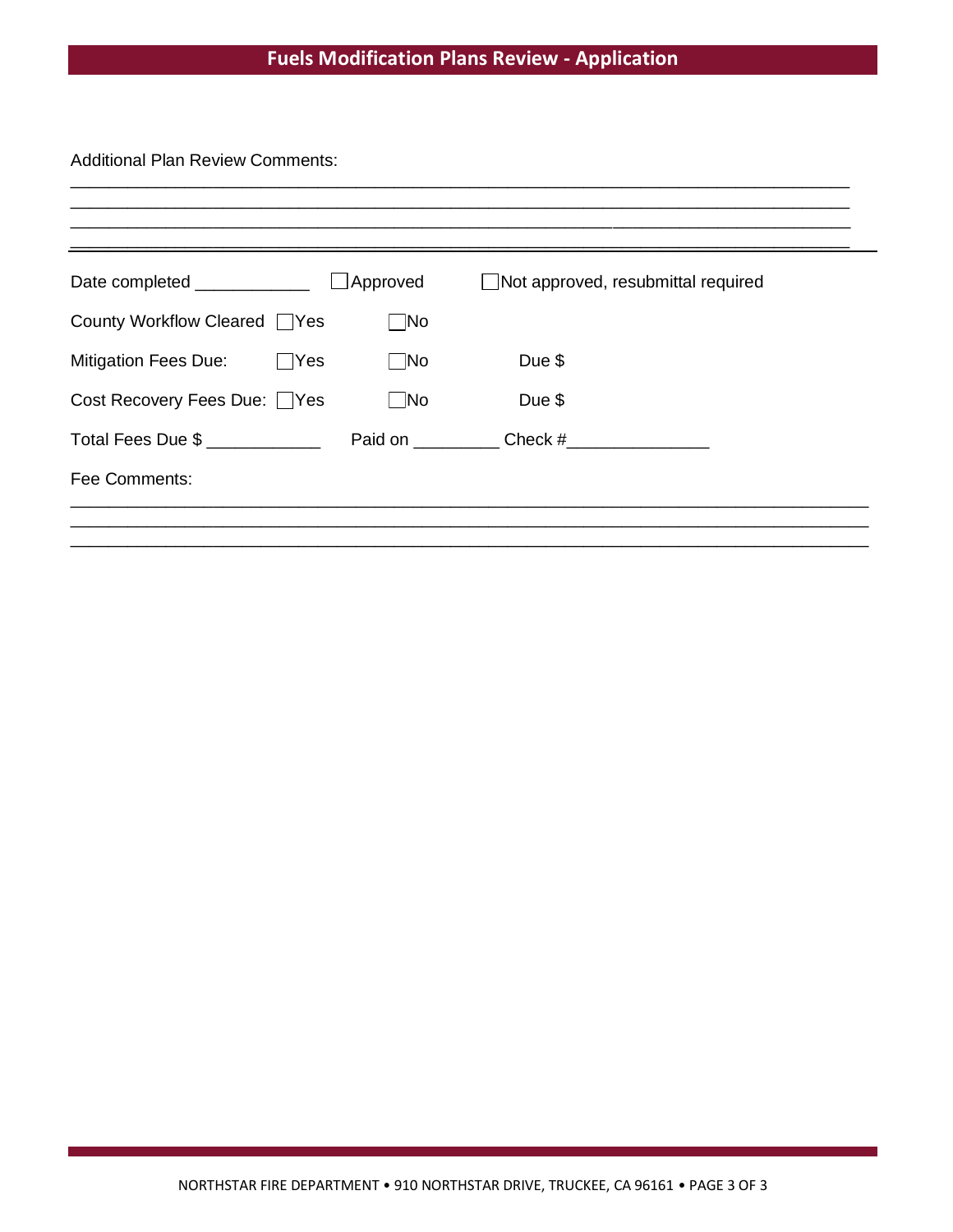## Fuels Modification Plans Review - Application

Additional Plan Review Comments:

\_\_\_\_\_\_\_\_\_\_\_\_\_\_\_\_\_\_\_\_\_\_\_\_\_\_\_\_\_\_\_\_\_\_\_\_\_\_\_\_\_\_\_\_\_\_\_\_\_\_\_\_\_\_\_\_\_\_\_\_\_\_\_\_\_\_\_\_\_\_\_\_\_\_\_\_

\_\_\_\_\_\_\_\_\_\_\_\_\_\_\_\_\_\_\_\_\_\_\_\_\_\_\_\_\_\_\_\_\_\_\_\_\_\_\_\_\_\_\_\_\_\_\_\_\_\_\_\_\_\_\_\_\_\_\_\_\_\_\_\_\_\_\_\_\_\_\_\_\_\_\_\_

\_\_\_\_\_\_\_\_\_\_\_\_\_\_\_\_\_\_\_\_\_\_\_\_\_\_\_\_\_\_\_\_\_\_\_\_\_\_\_\_\_\_\_\_\_\_\_\_\_\_\_\_\_\_\_\_\_\_\_\_\_\_\_\_\_\_\_\_\_\_\_\_\_\_\_\_

\_\_\_\_\_\_\_\_\_\_\_\_\_\_\_\_\_\_\_\_\_\_\_\_\_\_\_\_\_\_\_\_\_\_\_\_\_\_\_\_\_\_\_\_\_\_\_\_\_\_\_\_\_\_\_\_\_\_\_\_\_\_\_\_\_\_\_\_\_\_\_\_\_\_\_\_

---

Date completed ____________ ☐ Approved ☐ Not approved, resubmittal required

County Workflow Cleared ☐ Yes ☐ No

Mitigation Fees Due: ☐ Yes ☐ No Due $

Cost Recovery Fees Due: ☐ Yes ☐ No Due $

Total Fees Due $ ____________ Paid on _________ Check #_______________

Fee Comments:

\_\_\_\_\_\_\_\_\_\_\_\_\_\_\_\_\_\_\_\_\_\_\_\_\_\_\_\_\_\_\_\_\_\_\_\_\_\_\_\_\_\_\_\_\_\_\_\_\_\_\_\_\_\_\_\_\_\_\_\_\_\_\_\_\_\_\_\_\_\_\_\_\_\_\_\_

\_\_\_\_\_\_\_\_\_\_\_\_\_\_\_\_\_\_\_\_\_\_\_\_\_\_\_\_\_\_\_\_\_\_\_\_\_\_\_\_\_\_\_\_\_\_\_\_\_\_\_\_\_\_\_\_\_\_\_\_\_\_\_\_\_\_\_\_\_\_\_\_\_\_\_\_

\_\_\_\_\_\_\_\_\_\_\_\_\_\_\_\_\_\_\_\_\_\_\_\_\_\_\_\_\_\_\_\_\_\_\_\_\_\_\_\_\_\_\_\_\_\_\_\_\_\_\_\_\_\_\_\_\_\_\_\_\_\_\_\_\_\_\_\_\_\_\_\_\_\_\_\_